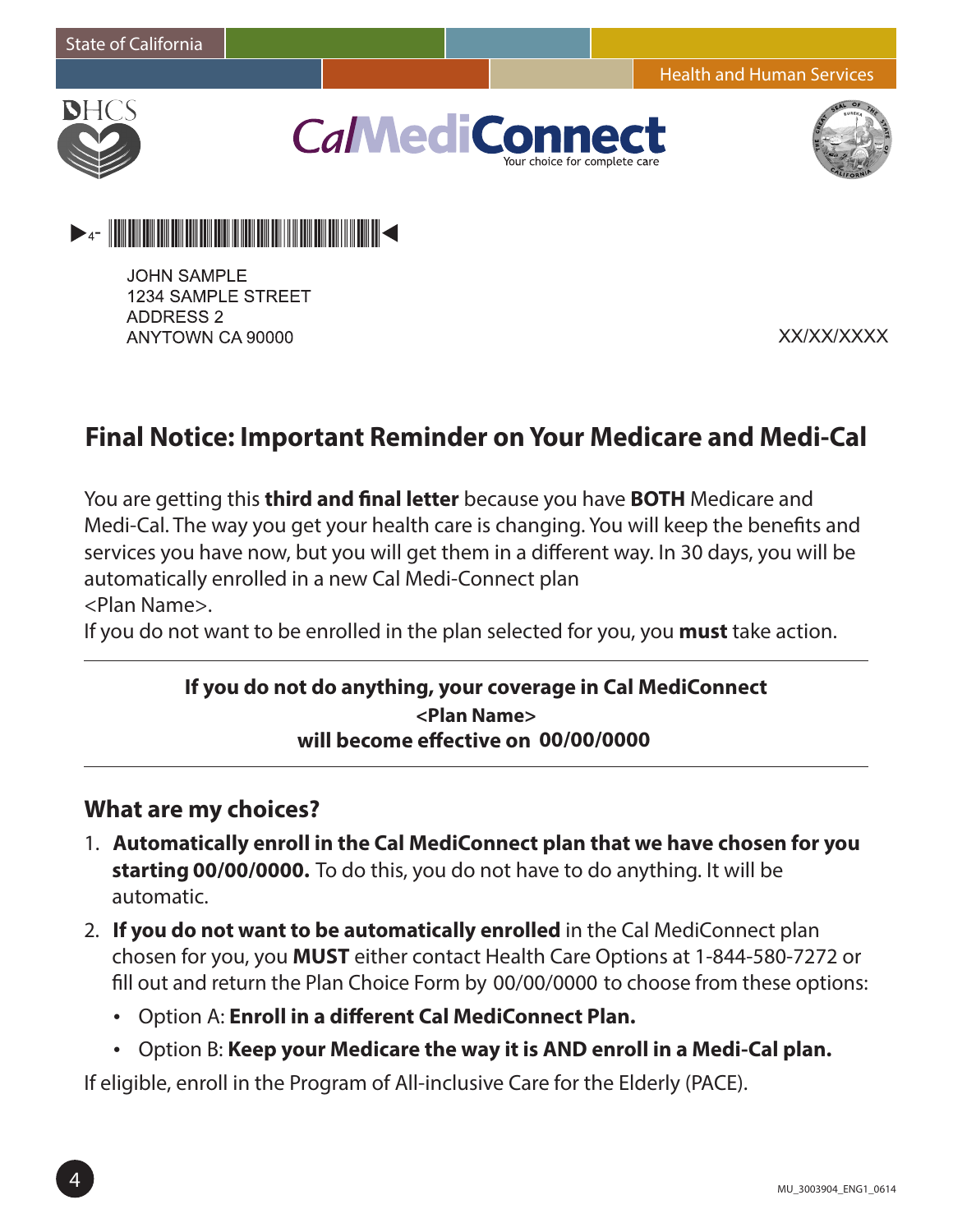State of California

Health and Human Services

DHCS

**CalMediConnect**
Your choice for complete care

JOHN SAMPLE
1234 SAMPLE STREET
ADDRESS 2
ANYTOWN CA 90000

XX/XX/XXXX

## Final Notice: Important Reminder on Your Medicare and Medi-Cal

You are getting this **third and final letter** because you have **BOTH** Medicare and Medi-Cal. The way you get your health care is changing. You will keep the benefits and services you have now, but you will get them in a different way. In 30 days, you will be automatically enrolled in a new Cal Medi-Connect plan
<Plan Name>.
If you do not want to be enrolled in the plan selected for you, you **must** take action.

---

**If you do not do anything, your coverage in Cal MediConnect**
**<Plan Name>**
**will become effective on 00/00/0000**

---

### What are my choices?

1. **Automatically enroll in the Cal MediConnect plan that we have chosen for you starting 00/00/0000.** To do this, you do not have to do anything. It will be automatic.
2. **If you do not want to be automatically enrolled** in the Cal MediConnect plan chosen for you, you **MUST** either contact Health Care Options at 1-844-580-7272 or fill out and return the Plan Choice Form by 00/00/0000 to choose from these options:
   - Option A: **Enroll in a different Cal MediConnect Plan.**
   - Option B: **Keep your Medicare the way it is AND enroll in a Medi-Cal plan.**

If eligible, enroll in the Program of All-inclusive Care for the Elderly (PACE).

MU_3003904_ENG1_0614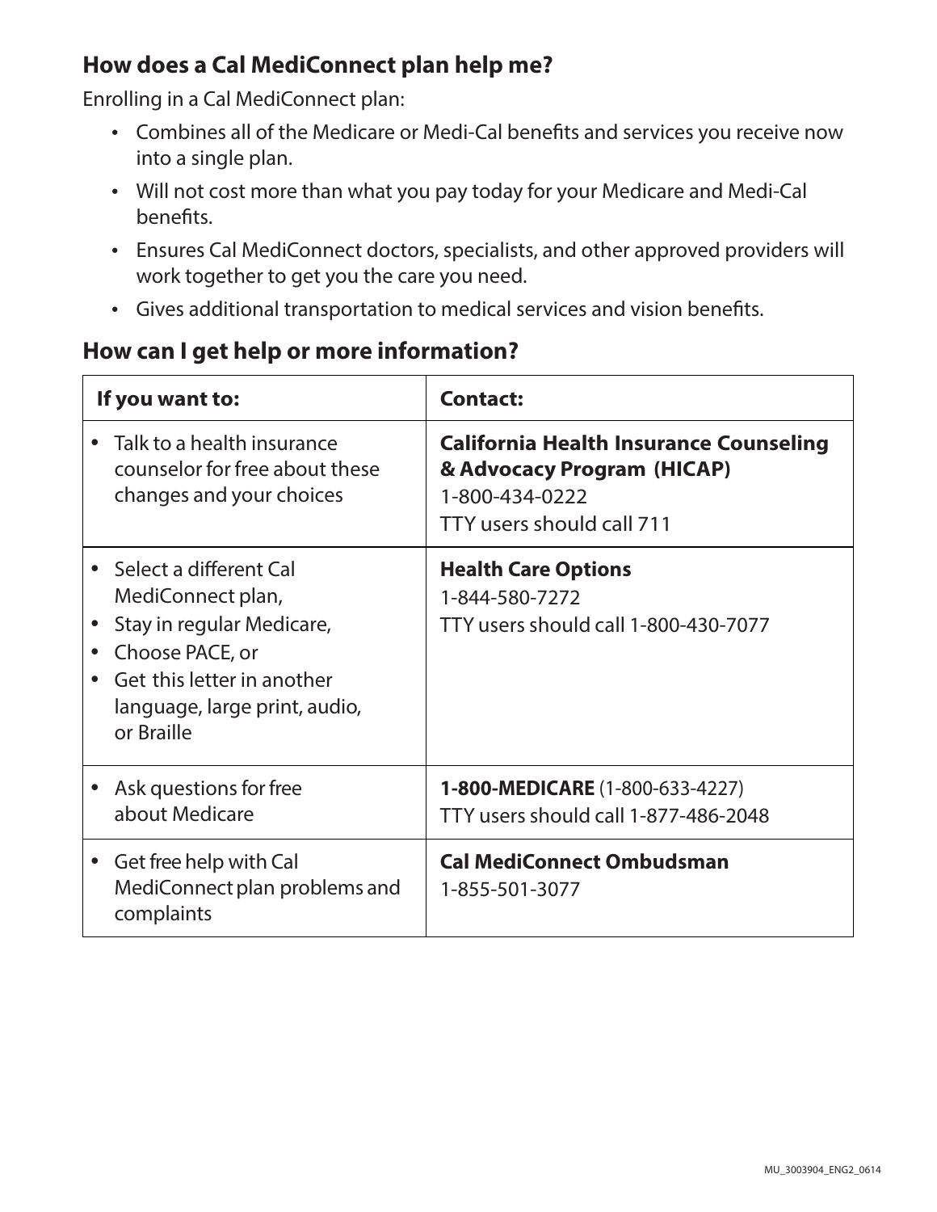## How does a Cal MediConnect plan help me?

Enrolling in a Cal MediConnect plan:

- Combines all of the Medicare or Medi-Cal benefits and services you receive now into a single plan.
- Will not cost more than what you pay today for your Medicare and Medi-Cal benefits.
- Ensures Cal MediConnect doctors, specialists, and other approved providers will work together to get you the care you need.
- Gives additional transportation to medical services and vision benefits.

## How can I get help or more information?

| If you want to: | Contact: |
|---|---|
| • Talk to a health insurance counselor for free about these changes and your choices | **California Health Insurance Counseling & Advocacy Program (HICAP)**<br>1-800-434-0222<br>TTY users should call 711 |
| • Select a different Cal MediConnect plan,<br>• Stay in regular Medicare,<br>• Choose PACE, or<br>• Get this letter in another language, large print, audio, or Braille | **Health Care Options**<br>1-844-580-7272<br>TTY users should call 1-800-430-7077 |
| • Ask questions for free about Medicare | **1-800-MEDICARE** (1-800-633-4227)<br>TTY users should call 1-877-486-2048 |
| • Get free help with Cal MediConnect plan problems and complaints | **Cal MediConnect Ombudsman**<br>1-855-501-3077 |

MU_3003904_ENG2_0614